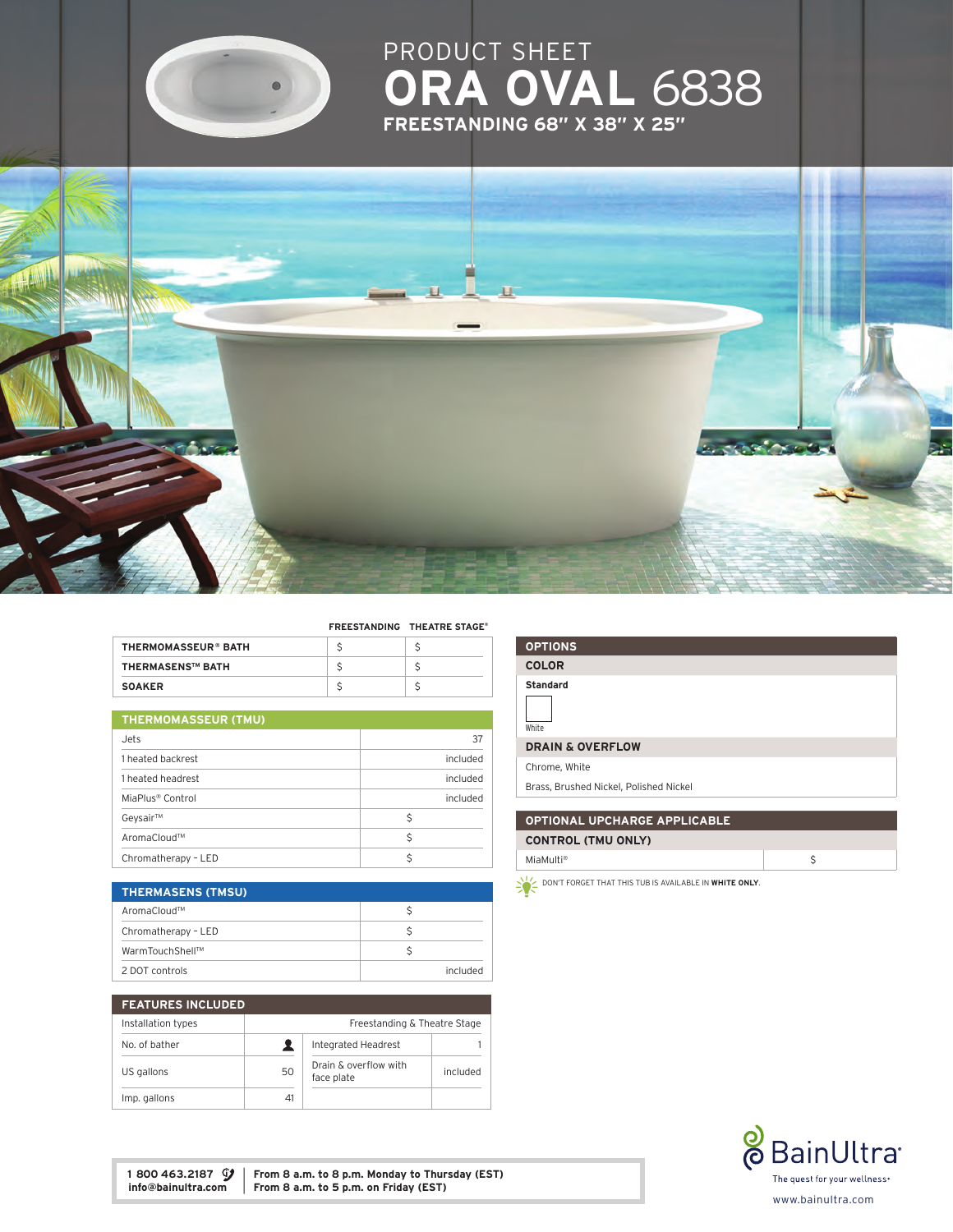# PRODUCT SHEET

# ORA OVAL 6838

## FREESTANDING 68″ X 38″ X 25″

| | FREESTANDING | THEATRE STAGE® |
|---|---|---|
| THERMOMASSEUR® BATH | $ | $ |
| THERMASENS™ BATH | $ | $ |
| SOAKER | $ | $ |

| THERMOMASSEUR (TMU) | |
|---|---|
| Jets | 37 |
| 1 heated backrest | included |
| 1 heated headrest | included |
| MiaPlus® Control | included |
| Geysair™ | $ |
| AromaCloud™ | $ |
| Chromatherapy - LED | $ |

| THERMASENS (TMSU) | |
|---|---|
| AromaCloud™ | $ |
| Chromatherapy - LED | $ |
| WarmTouchShell™ | $ |
| 2 DOT controls | included |

| FEATURES INCLUDED | | | |
|---|---|---|---|
| Installation types | Freestanding & Theatre Stage | | |
| No. of bather | 1 | Integrated Headrest | 1 |
| US gallons | 50 | Drain & overflow with face plate | included |
| Imp. gallons | 41 | | |

## OPTIONS

### COLOR

**Standard**

White

### DRAIN & OVERFLOW

Chrome, White

Brass, Brushed Nickel, Polished Nickel

## OPTIONAL UPCHARGE APPLICABLE

| CONTROL (TMU ONLY) | |
|---|---|
| MiaMulti® | $ |

DON'T FORGET THAT THIS TUB IS AVAILABLE IN **WHITE ONLY**.

**1 800 463.2187**
**info@bainultra.com**

**From 8 a.m. to 8 p.m. Monday to Thursday (EST)**
**From 8 a.m. to 5 p.m. on Friday (EST)**

BainUltra®
The quest for your wellness®
www.bainultra.com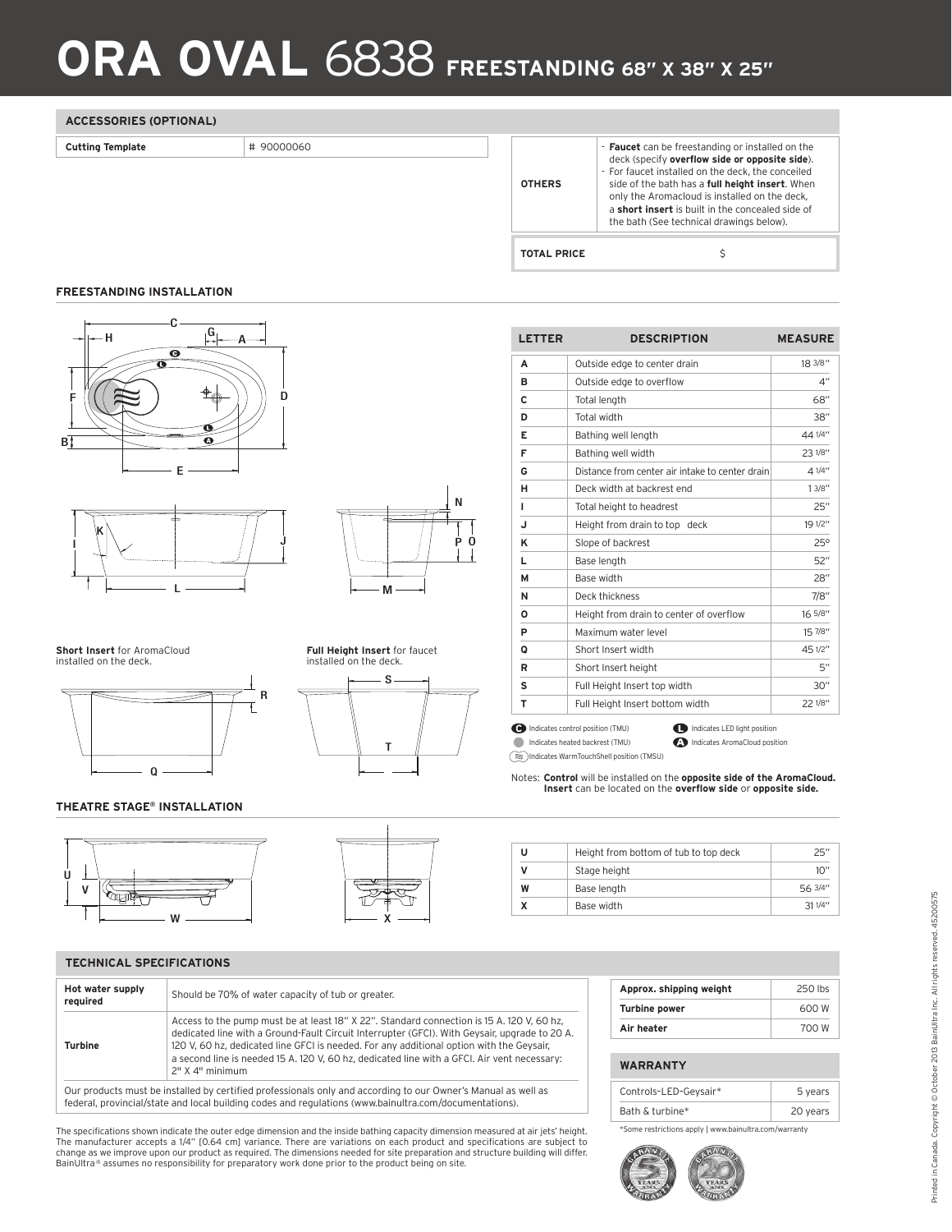# ORA OVAL 6838 FREESTANDING 68" X 38" X 25"

## ACCESSORIES (OPTIONAL)

| | |
|---|---|
| **Cutting Template** | # 90000060 |

| | |
|---|---|
| **OTHERS** | - **Faucet** can be freestanding or installed on the deck (specify **overflow side or opposite side**).<br>- For faucet installed on the deck, the conceiled side of the bath has a **full height insert**. When only the Aromacloud is installed on the deck, a **short insert** is built in the concealed side of the bath (See technical drawings below). |
| **TOTAL PRICE** | $ |

## FREESTANDING INSTALLATION

**Short Insert** for AromaCloud installed on the deck.

**Full Height Insert** for faucet installed on the deck.

| LETTER | DESCRIPTION | MEASURE |
|---|---|---|
| A | Outside edge to center drain | 18 3/8" |
| B | Outside edge to overflow | 4" |
| C | Total length | 68" |
| D | Total width | 38" |
| E | Bathing well length | 44 1/4" |
| F | Bathing well width | 23 1/8" |
| G | Distance from center air intake to center drain | 4 1/4" |
| H | Deck width at backrest end | 1 3/8" |
| I | Total height to headrest | 25" |
| J | Height from drain to top deck | 19 1/2" |
| K | Slope of backrest | 25º |
| L | Base length | 52" |
| M | Base width | 28" |
| N | Deck thickness | 7/8" |
| O | Height from drain to center of overflow | 16 5/8" |
| P | Maximum water level | 15 7/8" |
| Q | Short Insert width | 45 1/2" |
| R | Short Insert height | 5" |
| S | Full Height Insert top width | 30" |
| T | Full Height Insert bottom width | 22 1/8" |

C Indicates control position (TMU)

L Indicates LED light position

Indicates heated backrest (TMU)

A Indicates AromaCloud position

Indicates WarmTouchShell position (TMSU)

Notes: **Control** will be installed on the **opposite side of the AromaCloud. Insert** can be located on the **overflow side** or **opposite side.**

## THEATRE STAGE® INSTALLATION

| | | |
|---|---|---|
| U | Height from bottom of tub to top deck | 25" |
| V | Stage height | 10" |
| W | Base length | 56 3/4" |
| X | Base width | 31 1/4" |

## TECHNICAL SPECIFICATIONS

| | |
|---|---|
| **Hot water supply required** | Should be 70% of water capacity of tub or greater. |
| **Turbine** | Access to the pump must be at least 18" X 22". Standard connection is 15 A. 120 V, 60 hz, dedicated line with a Ground-Fault Circuit Interrupter (GFCI). With Geysair, upgrade to 20 A. 120 V, 60 hz, dedicated line GFCI is needed. For any additional option with the Geysair, a second line is needed 15 A. 120 V, 60 hz, dedicated line with a GFCI. Air vent necessary: 2" X 4" minimum |

Our products must be installed by certified professionals only and according to our Owner's Manual as well as federal, provincial/state and local building codes and regulations (www.bainultra.com/documentations).

| | |
|---|---|
| **Approx. shipping weight** | 250 lbs |
| **Turbine power** | 600 W |
| **Air heater** | 700 W |

## WARRANTY

| | |
|---|---|
| Controls–LED–Geysair* | 5 years |
| Bath & turbine* | 20 years |

*Some restrictions apply | www.bainultra.com/warranty

The specifications shown indicate the outer edge dimension and the inside bathing capacity dimension measured at air jets' height. The manufacturer accepts a 1/4" [0.64 cm] variance. There are variations on each product and specifications are subject to change as we improve upon our product as required. The dimensions needed for site preparation and structure building will differ. BainUltra® assumes no responsibility for preparatory work done prior to the product being on site.

Printed in Canada. Copyright © October 2013 BainUltra Inc. All rights reserved. 45200575